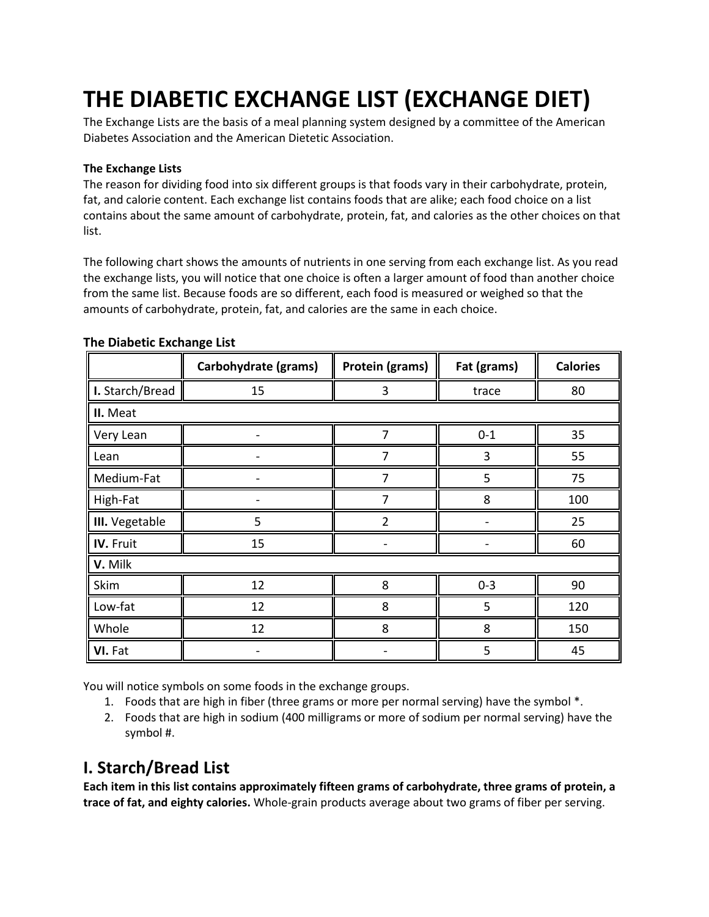# THE DIABETIC EXCHANGE LIST (EXCHANGE DIET)

The Exchange Lists are the basis of a meal planning system designed by a committee of the American Diabetes Association and the American Dietetic Association.

**The Exchange Lists**

The reason for dividing food into six different groups is that foods vary in their carbohydrate, protein, fat, and calorie content. Each exchange list contains foods that are alike; each food choice on a list contains about the same amount of carbohydrate, protein, fat, and calories as the other choices on that list.

The following chart shows the amounts of nutrients in one serving from each exchange list. As you read the exchange lists, you will notice that one choice is often a larger amount of food than another choice from the same list. Because foods are so different, each food is measured or weighed so that the amounts of carbohydrate, protein, fat, and calories are the same in each choice.

**The Diabetic Exchange List**

| | Carbohydrate (grams) | Protein (grams) | Fat (grams) | Calories |
|---|---|---|---|---|
| **I.** Starch/Bread | 15 | 3 | trace | 80 |
| **II.** Meat | | | | |
| Very Lean | - | 7 | 0-1 | 35 |
| Lean | - | 7 | 3 | 55 |
| Medium-Fat | - | 7 | 5 | 75 |
| High-Fat | - | 7 | 8 | 100 |
| **III.** Vegetable | 5 | 2 | - | 25 |
| **IV.** Fruit | 15 | - | - | 60 |
| **V.** Milk | | | | |
| Skim | 12 | 8 | 0-3 | 90 |
| Low-fat | 12 | 8 | 5 | 120 |
| Whole | 12 | 8 | 8 | 150 |
| **VI.** Fat | - | - | 5 | 45 |

You will notice symbols on some foods in the exchange groups.

1. Foods that are high in fiber (three grams or more per normal serving) have the symbol *.
2. Foods that are high in sodium (400 milligrams or more of sodium per normal serving) have the symbol #.

## I. Starch/Bread List

**Each item in this list contains approximately fifteen grams of carbohydrate, three grams of protein, a trace of fat, and eighty calories.** Whole-grain products average about two grams of fiber per serving.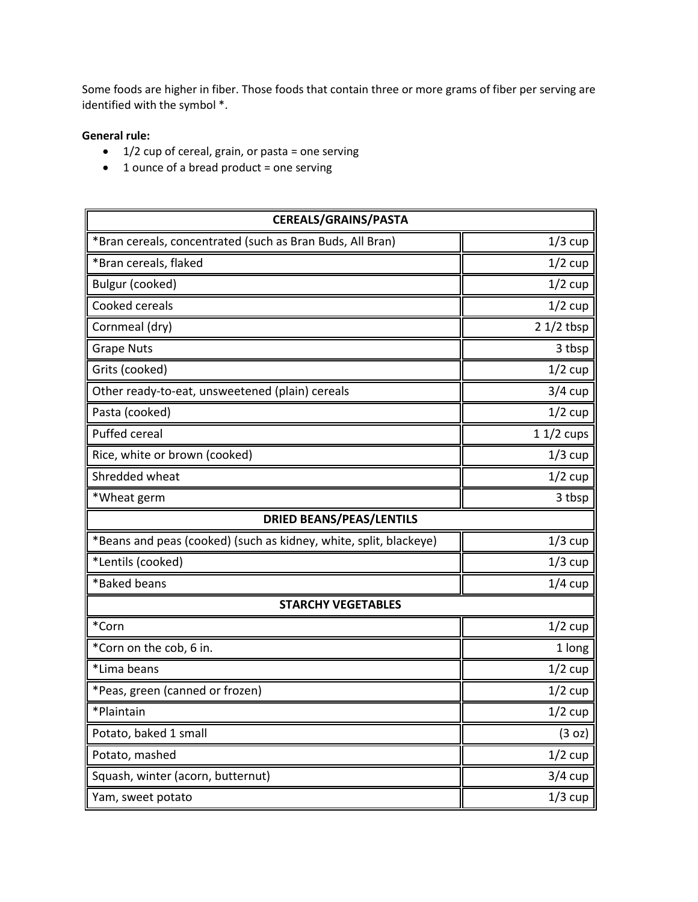Some foods are higher in fiber. Those foods that contain three or more grams of fiber per serving are identified with the symbol *.

**General rule:**

- 1/2 cup of cereal, grain, or pasta = one serving
- 1 ounce of a bread product = one serving

| CEREALS/GRAINS/PASTA | |
|---|---|
| *Bran cereals, concentrated (such as Bran Buds, All Bran) | 1/3 cup |
| *Bran cereals, flaked | 1/2 cup |
| Bulgur (cooked) | 1/2 cup |
| Cooked cereals | 1/2 cup |
| Cornmeal (dry) | 2 1/2 tbsp |
| Grape Nuts | 3 tbsp |
| Grits (cooked) | 1/2 cup |
| Other ready-to-eat, unsweetened (plain) cereals | 3/4 cup |
| Pasta (cooked) | 1/2 cup |
| Puffed cereal | 1 1/2 cups |
| Rice, white or brown (cooked) | 1/3 cup |
| Shredded wheat | 1/2 cup |
| *Wheat germ | 3 tbsp |
| **DRIED BEANS/PEAS/LENTILS** | |
| *Beans and peas (cooked) (such as kidney, white, split, blackeye) | 1/3 cup |
| *Lentils (cooked) | 1/3 cup |
| *Baked beans | 1/4 cup |
| **STARCHY VEGETABLES** | |
| *Corn | 1/2 cup |
| *Corn on the cob, 6 in. | 1 long |
| *Lima beans | 1/2 cup |
| *Peas, green (canned or frozen) | 1/2 cup |
| *Plaintain | 1/2 cup |
| Potato, baked 1 small | (3 oz) |
| Potato, mashed | 1/2 cup |
| Squash, winter (acorn, butternut) | 3/4 cup |
| Yam, sweet potato | 1/3 cup |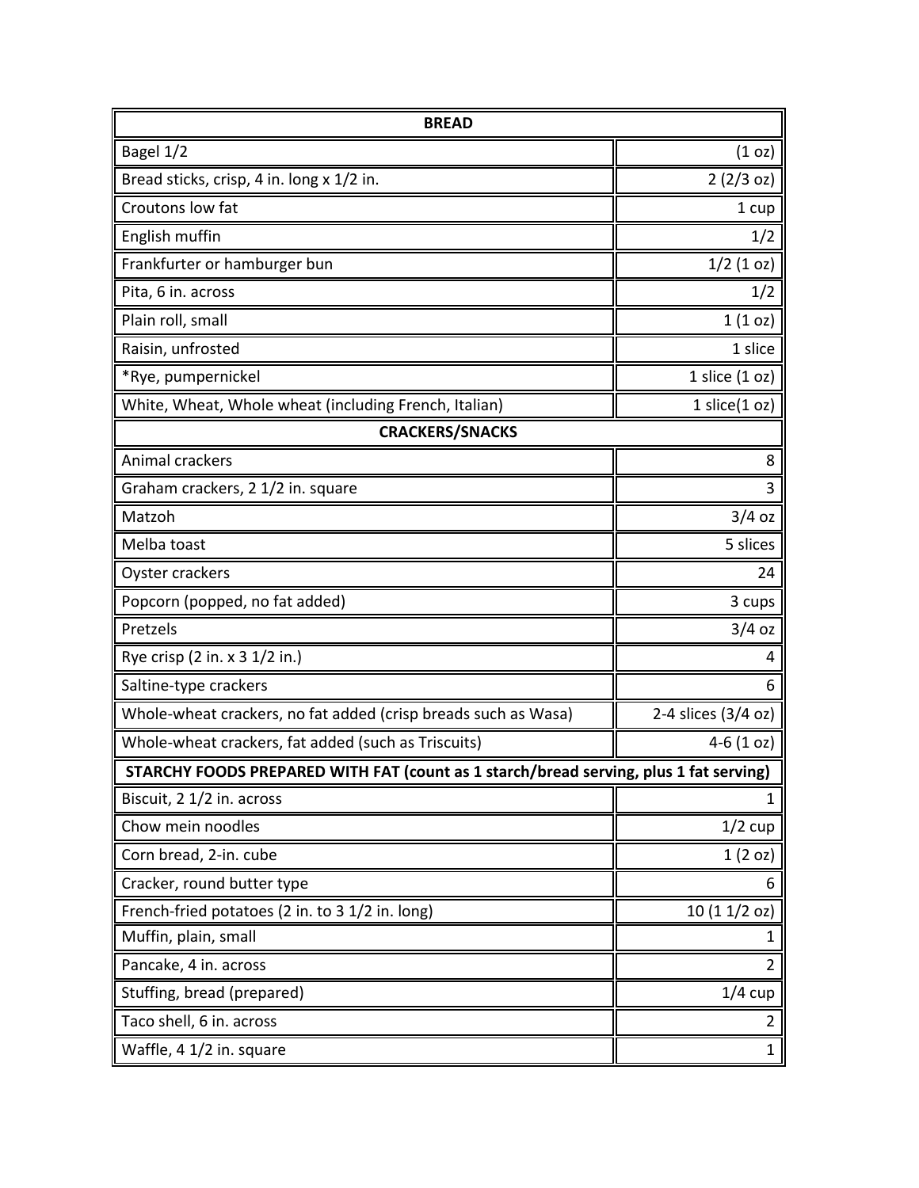| BREAD | |
|---|---|
| Bagel 1/2 | (1 oz) |
| Bread sticks, crisp, 4 in. long x 1/2 in. | 2 (2/3 oz) |
| Croutons low fat | 1 cup |
| English muffin | 1/2 |
| Frankfurter or hamburger bun | 1/2 (1 oz) |
| Pita, 6 in. across | 1/2 |
| Plain roll, small | 1 (1 oz) |
| Raisin, unfrosted | 1 slice |
| *Rye, pumpernickel | 1 slice (1 oz) |
| White, Wheat, Whole wheat (including French, Italian) | 1 slice(1 oz) |
| **CRACKERS/SNACKS** | |
| Animal crackers | 8 |
| Graham crackers, 2 1/2 in. square | 3 |
| Matzoh | 3/4 oz |
| Melba toast | 5 slices |
| Oyster crackers | 24 |
| Popcorn (popped, no fat added) | 3 cups |
| Pretzels | 3/4 oz |
| Rye crisp (2 in. x 3 1/2 in.) | 4 |
| Saltine-type crackers | 6 |
| Whole-wheat crackers, no fat added (crisp breads such as Wasa) | 2-4 slices (3/4 oz) |
| Whole-wheat crackers, fat added (such as Triscuits) | 4-6 (1 oz) |
| **STARCHY FOODS PREPARED WITH FAT (count as 1 starch/bread serving, plus 1 fat serving)** | |
| Biscuit, 2 1/2 in. across | 1 |
| Chow mein noodles | 1/2 cup |
| Corn bread, 2-in. cube | 1 (2 oz) |
| Cracker, round butter type | 6 |
| French-fried potatoes (2 in. to 3 1/2 in. long) | 10 (1 1/2 oz) |
| Muffin, plain, small | 1 |
| Pancake, 4 in. across | 2 |
| Stuffing, bread (prepared) | 1/4 cup |
| Taco shell, 6 in. across | 2 |
| Waffle, 4 1/2 in. square | 1 |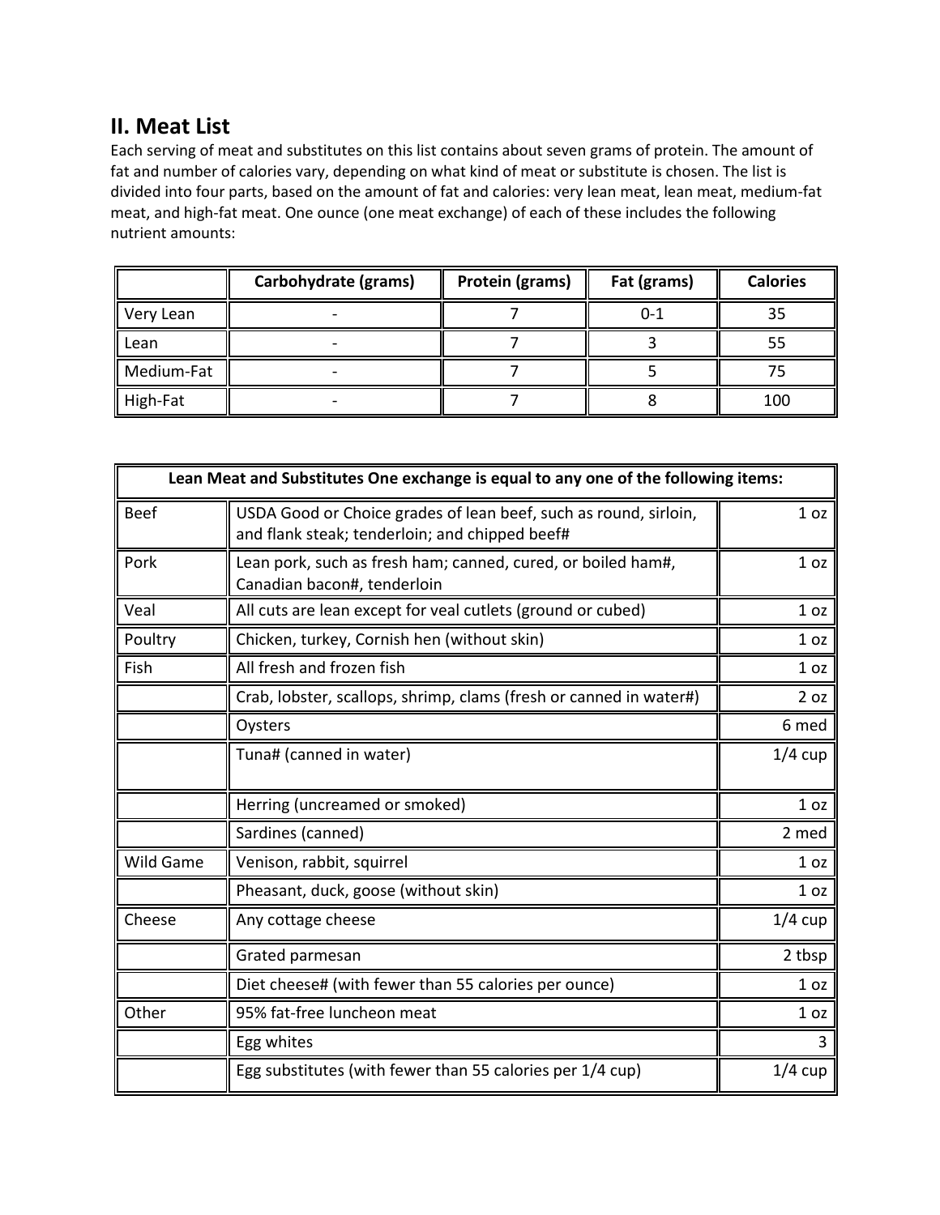## II. Meat List

Each serving of meat and substitutes on this list contains about seven grams of protein. The amount of fat and number of calories vary, depending on what kind of meat or substitute is chosen. The list is divided into four parts, based on the amount of fat and calories: very lean meat, lean meat, medium-fat meat, and high-fat meat. One ounce (one meat exchange) of each of these includes the following nutrient amounts:

| | Carbohydrate (grams) | Protein (grams) | Fat (grams) | Calories |
|---|---|---|---|---|
| Very Lean | - | 7 | 0-1 | 35 |
| Lean | - | 7 | 3 | 55 |
| Medium-Fat | - | 7 | 5 | 75 |
| High-Fat | - | 7 | 8 | 100 |

| Lean Meat and Substitutes One exchange is equal to any one of the following items: | | |
|---|---|---|
| Beef | USDA Good or Choice grades of lean beef, such as round, sirloin, and flank steak; tenderloin; and chipped beef# | 1 oz |
| Pork | Lean pork, such as fresh ham; canned, cured, or boiled ham#, Canadian bacon#, tenderloin | 1 oz |
| Veal | All cuts are lean except for veal cutlets (ground or cubed) | 1 oz |
| Poultry | Chicken, turkey, Cornish hen (without skin) | 1 oz |
| Fish | All fresh and frozen fish | 1 oz |
| | Crab, lobster, scallops, shrimp, clams (fresh or canned in water#) | 2 oz |
| | Oysters | 6 med |
| | Tuna# (canned in water) | 1/4 cup |
| | Herring (uncreamed or smoked) | 1 oz |
| | Sardines (canned) | 2 med |
| Wild Game | Venison, rabbit, squirrel | 1 oz |
| | Pheasant, duck, goose (without skin) | 1 oz |
| Cheese | Any cottage cheese | 1/4 cup |
| | Grated parmesan | 2 tbsp |
| | Diet cheese# (with fewer than 55 calories per ounce) | 1 oz |
| Other | 95% fat-free luncheon meat | 1 oz |
| | Egg whites | 3 |
| | Egg substitutes (with fewer than 55 calories per 1/4 cup) | 1/4 cup |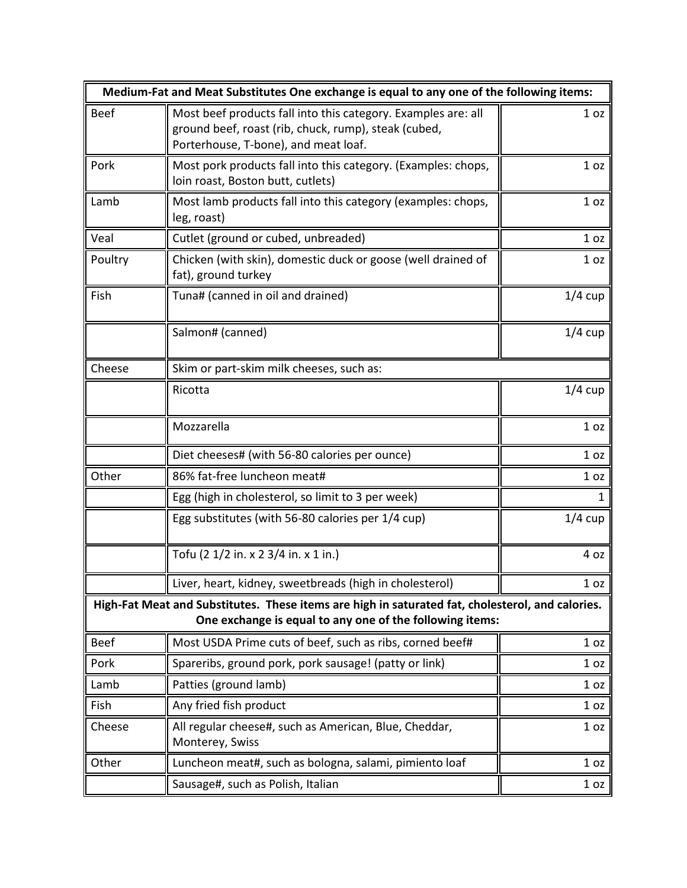| Medium-Fat and Meat Substitutes One exchange is equal to any one of the following items: | | |
|---|---|---|
| Beef | Most beef products fall into this category. Examples are: all ground beef, roast (rib, chuck, rump), steak (cubed, Porterhouse, T-bone), and meat loaf. | 1 oz |
| Pork | Most pork products fall into this category. (Examples: chops, loin roast, Boston butt, cutlets) | 1 oz |
| Lamb | Most lamb products fall into this category (examples: chops, leg, roast) | 1 oz |
| Veal | Cutlet (ground or cubed, unbreaded) | 1 oz |
| Poultry | Chicken (with skin), domestic duck or goose (well drained of fat), ground turkey | 1 oz |
| Fish | Tuna# (canned in oil and drained) | 1/4 cup |
| | Salmon# (canned) | 1/4 cup |
| Cheese | Skim or part-skim milk cheeses, such as: | |
| | Ricotta | 1/4 cup |
| | Mozzarella | 1 oz |
| | Diet cheeses# (with 56-80 calories per ounce) | 1 oz |
| Other | 86% fat-free luncheon meat# | 1 oz |
| | Egg (high in cholesterol, so limit to 3 per week) | 1 |
| | Egg substitutes (with 56-80 calories per 1/4 cup) | 1/4 cup |
| | Tofu (2 1/2 in. x 2 3/4 in. x 1 in.) | 4 oz |
| | Liver, heart, kidney, sweetbreads (high in cholesterol) | 1 oz |
| **High-Fat Meat and Substitutes. These items are high in saturated fat, cholesterol, and calories. One exchange is equal to any one of the following items:** | | |
| Beef | Most USDA Prime cuts of beef, such as ribs, corned beef# | 1 oz |
| Pork | Spareribs, ground pork, pork sausage! (patty or link) | 1 oz |
| Lamb | Patties (ground lamb) | 1 oz |
| Fish | Any fried fish product | 1 oz |
| Cheese | All regular cheese#, such as American, Blue, Cheddar, Monterey, Swiss | 1 oz |
| Other | Luncheon meat#, such as bologna, salami, pimiento loaf | 1 oz |
| | Sausage#, such as Polish, Italian | 1 oz |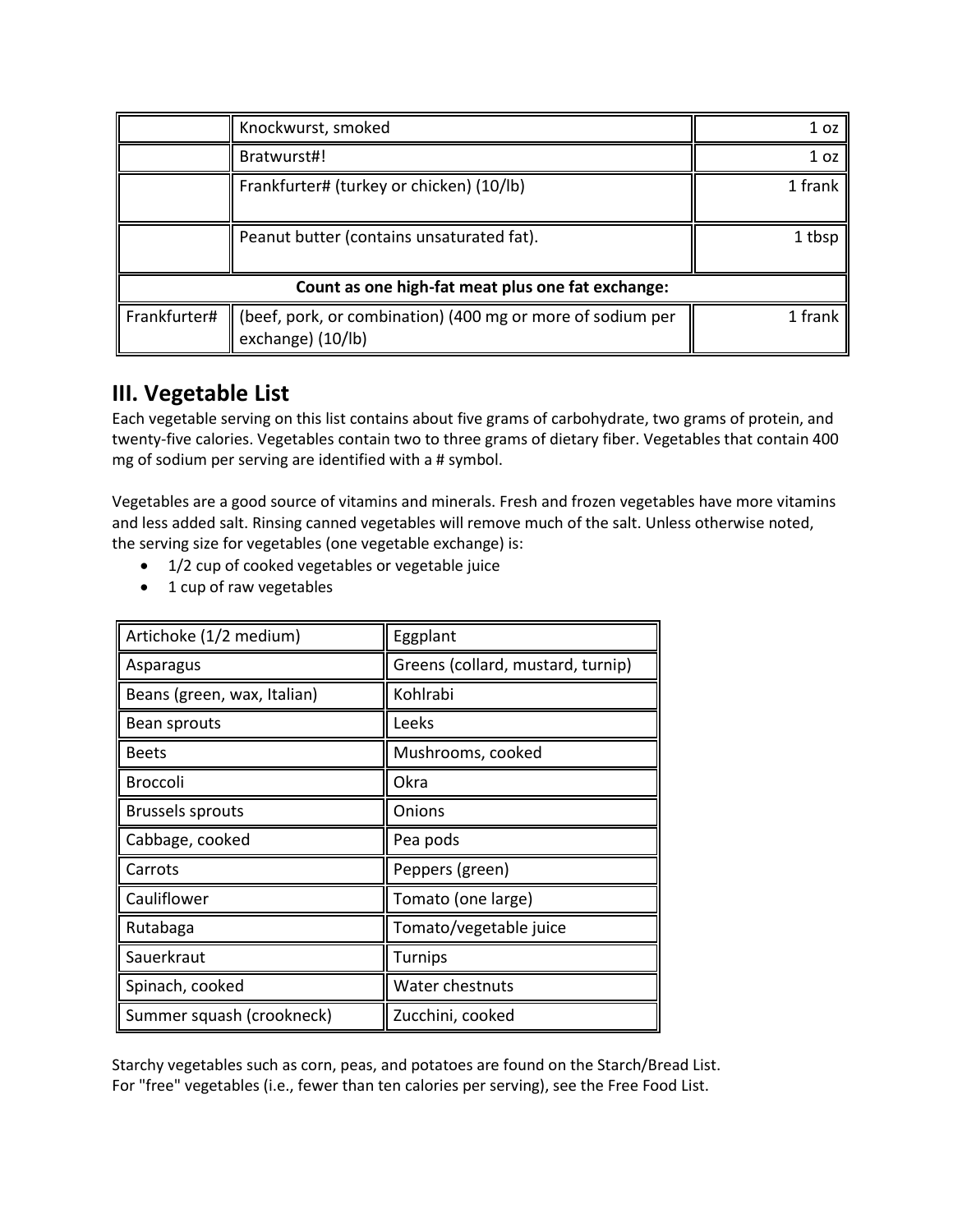|  |  |  |
|---|---|---|
|  | Knockwurst, smoked | 1 oz |
|  | Bratwurst#! | 1 oz |
|  | Frankfurter# (turkey or chicken) (10/lb) | 1 frank |
|  | Peanut butter (contains unsaturated fat). | 1 tbsp |
| **Count as one high-fat meat plus one fat exchange:** |  |  |
| Frankfurter# | (beef, pork, or combination) (400 mg or more of sodium per exchange) (10/lb) | 1 frank |

## III. Vegetable List

Each vegetable serving on this list contains about five grams of carbohydrate, two grams of protein, and twenty-five calories. Vegetables contain two to three grams of dietary fiber. Vegetables that contain 400 mg of sodium per serving are identified with a # symbol.

Vegetables are a good source of vitamins and minerals. Fresh and frozen vegetables have more vitamins and less added salt. Rinsing canned vegetables will remove much of the salt. Unless otherwise noted, the serving size for vegetables (one vegetable exchange) is:

- 1/2 cup of cooked vegetables or vegetable juice
- 1 cup of raw vegetables

|  |  |
|---|---|
| Artichoke (1/2 medium) | Eggplant |
| Asparagus | Greens (collard, mustard, turnip) |
| Beans (green, wax, Italian) | Kohlrabi |
| Bean sprouts | Leeks |
| Beets | Mushrooms, cooked |
| Broccoli | Okra |
| Brussels sprouts | Onions |
| Cabbage, cooked | Pea pods |
| Carrots | Peppers (green) |
| Cauliflower | Tomato (one large) |
| Rutabaga | Tomato/vegetable juice |
| Sauerkraut | Turnips |
| Spinach, cooked | Water chestnuts |
| Summer squash (crookneck) | Zucchini, cooked |

Starchy vegetables such as corn, peas, and potatoes are found on the Starch/Bread List.
For "free" vegetables (i.e., fewer than ten calories per serving), see the Free Food List.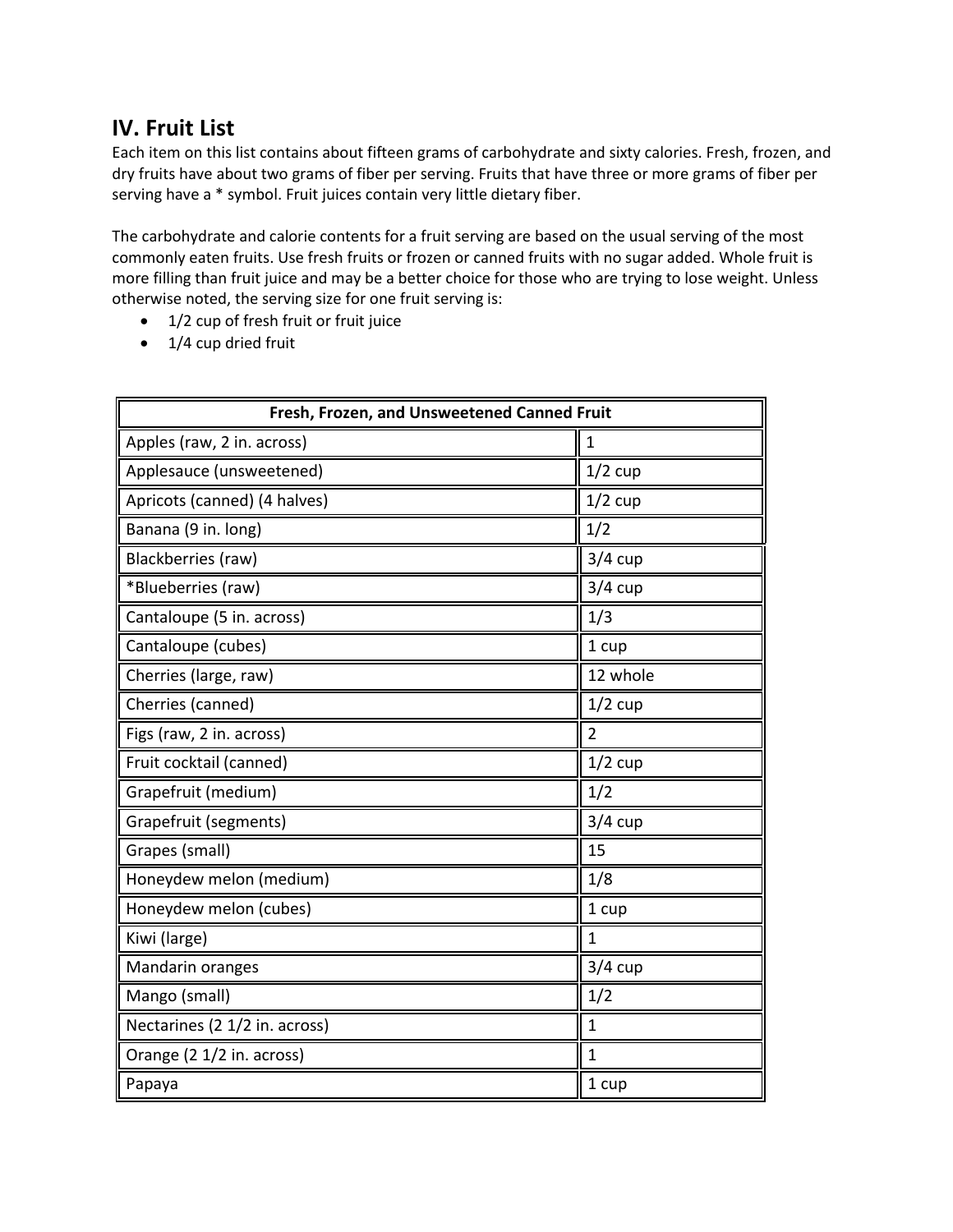## IV. Fruit List

Each item on this list contains about fifteen grams of carbohydrate and sixty calories. Fresh, frozen, and dry fruits have about two grams of fiber per serving. Fruits that have three or more grams of fiber per serving have a * symbol. Fruit juices contain very little dietary fiber.

The carbohydrate and calorie contents for a fruit serving are based on the usual serving of the most commonly eaten fruits. Use fresh fruits or frozen or canned fruits with no sugar added. Whole fruit is more filling than fruit juice and may be a better choice for those who are trying to lose weight. Unless otherwise noted, the serving size for one fruit serving is:

- 1/2 cup of fresh fruit or fruit juice
- 1/4 cup dried fruit

| Fresh, Frozen, and Unsweetened Canned Fruit | |
|---|---|
| Apples (raw, 2 in. across) | 1 |
| Applesauce (unsweetened) | 1/2 cup |
| Apricots (canned) (4 halves) | 1/2 cup |
| Banana (9 in. long) | 1/2 |
| Blackberries (raw) | 3/4 cup |
| *Blueberries (raw) | 3/4 cup |
| Cantaloupe (5 in. across) | 1/3 |
| Cantaloupe (cubes) | 1 cup |
| Cherries (large, raw) | 12 whole |
| Cherries (canned) | 1/2 cup |
| Figs (raw, 2 in. across) | 2 |
| Fruit cocktail (canned) | 1/2 cup |
| Grapefruit (medium) | 1/2 |
| Grapefruit (segments) | 3/4 cup |
| Grapes (small) | 15 |
| Honeydew melon (medium) | 1/8 |
| Honeydew melon (cubes) | 1 cup |
| Kiwi (large) | 1 |
| Mandarin oranges | 3/4 cup |
| Mango (small) | 1/2 |
| Nectarines (2 1/2 in. across) | 1 |
| Orange (2 1/2 in. across) | 1 |
| Papaya | 1 cup |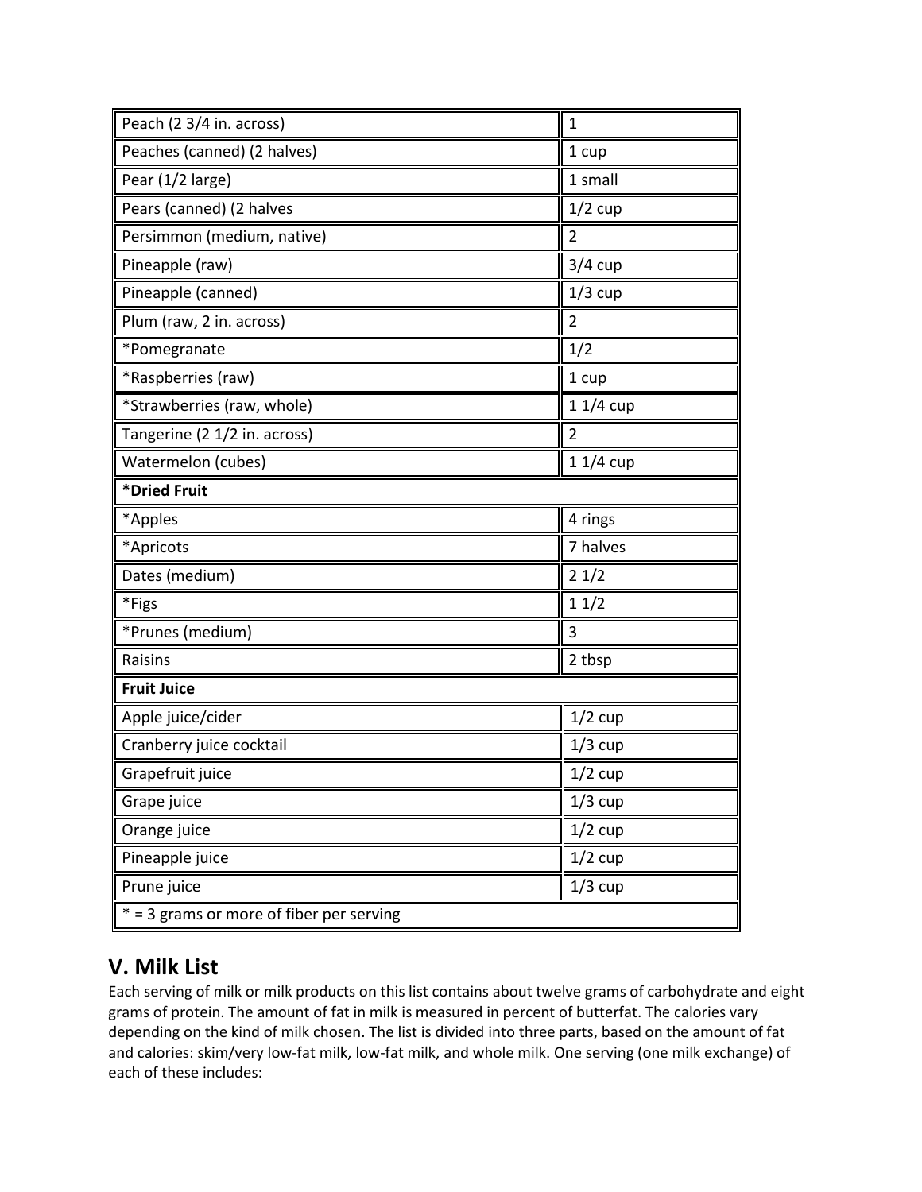| | |
|---|---|
| Peach (2 3/4 in. across) | 1 |
| Peaches (canned) (2 halves) | 1 cup |
| Pear (1/2 large) | 1 small |
| Pears (canned) (2 halves | 1/2 cup |
| Persimmon (medium, native) | 2 |
| Pineapple (raw) | 3/4 cup |
| Pineapple (canned) | 1/3 cup |
| Plum (raw, 2 in. across) | 2 |
| *Pomegranate | 1/2 |
| *Raspberries (raw) | 1 cup |
| *Strawberries (raw, whole) | 1 1/4 cup |
| Tangerine (2 1/2 in. across) | 2 |
| Watermelon (cubes) | 1 1/4 cup |
| **\*Dried Fruit** | |
| *Apples | 4 rings |
| *Apricots | 7 halves |
| Dates (medium) | 2 1/2 |
| *Figs | 1 1/2 |
| *Prunes (medium) | 3 |
| Raisins | 2 tbsp |
| **Fruit Juice** | |
| Apple juice/cider | 1/2 cup |
| Cranberry juice cocktail | 1/3 cup |
| Grapefruit juice | 1/2 cup |
| Grape juice | 1/3 cup |
| Orange juice | 1/2 cup |
| Pineapple juice | 1/2 cup |
| Prune juice | 1/3 cup |
| * = 3 grams or more of fiber per serving | |

## V. Milk List

Each serving of milk or milk products on this list contains about twelve grams of carbohydrate and eight grams of protein. The amount of fat in milk is measured in percent of butterfat. The calories vary depending on the kind of milk chosen. The list is divided into three parts, based on the amount of fat and calories: skim/very low-fat milk, low-fat milk, and whole milk. One serving (one milk exchange) of each of these includes: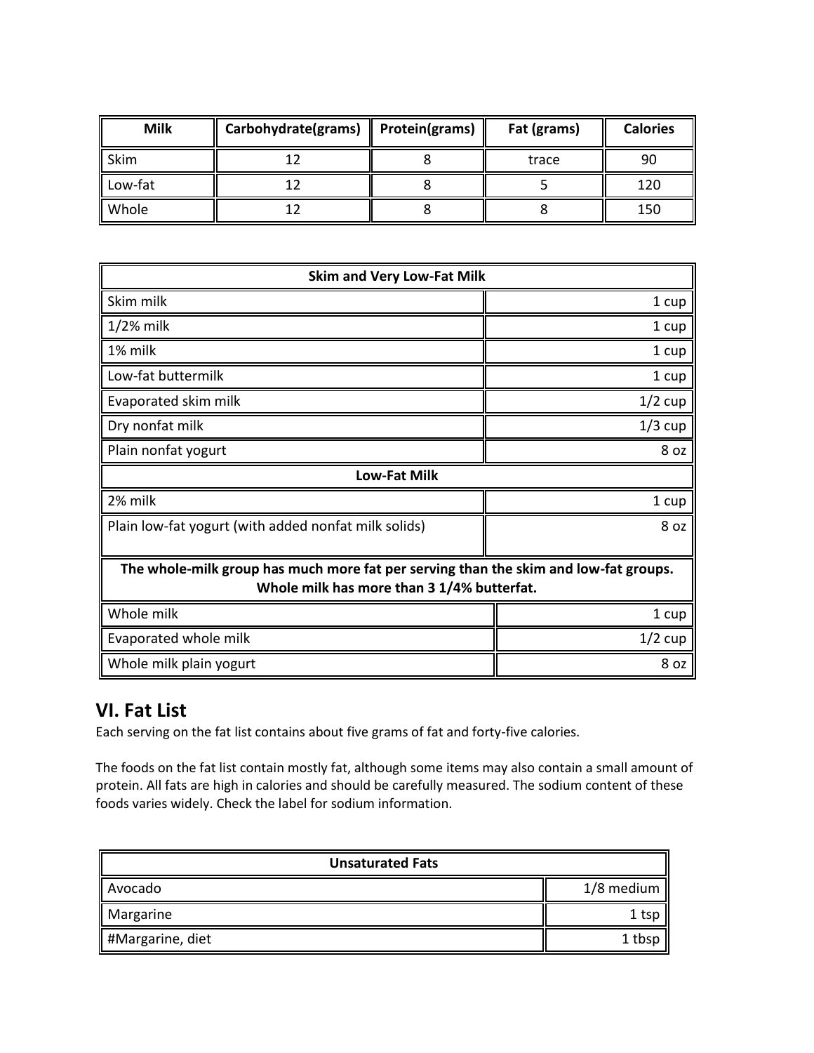| Milk | Carbohydrate(grams) | Protein(grams) | Fat (grams) | Calories |
|---|---|---|---|---|
| Skim | 12 | 8 | trace | 90 |
| Low-fat | 12 | 8 | 5 | 120 |
| Whole | 12 | 8 | 8 | 150 |

| **Skim and Very Low-Fat Milk** | |
|---|---|
| Skim milk | 1 cup |
| 1/2% milk | 1 cup |
| 1% milk | 1 cup |
| Low-fat buttermilk | 1 cup |
| Evaporated skim milk | 1/2 cup |
| Dry nonfat milk | 1/3 cup |
| Plain nonfat yogurt | 8 oz |
| **Low-Fat Milk** | |
| 2% milk | 1 cup |
| Plain low-fat yogurt (with added nonfat milk solids) | 8 oz |
| **The whole-milk group has much more fat per serving than the skim and low-fat groups. Whole milk has more than 3 1/4% butterfat.** | |
| Whole milk | 1 cup |
| Evaporated whole milk | 1/2 cup |
| Whole milk plain yogurt | 8 oz |

## VI. Fat List

Each serving on the fat list contains about five grams of fat and forty-five calories.

The foods on the fat list contain mostly fat, although some items may also contain a small amount of protein. All fats are high in calories and should be carefully measured. The sodium content of these foods varies widely. Check the label for sodium information.

| **Unsaturated Fats** | |
|---|---|
| Avocado | 1/8 medium |
| Margarine | 1 tsp |
| #Margarine, diet | 1 tbsp |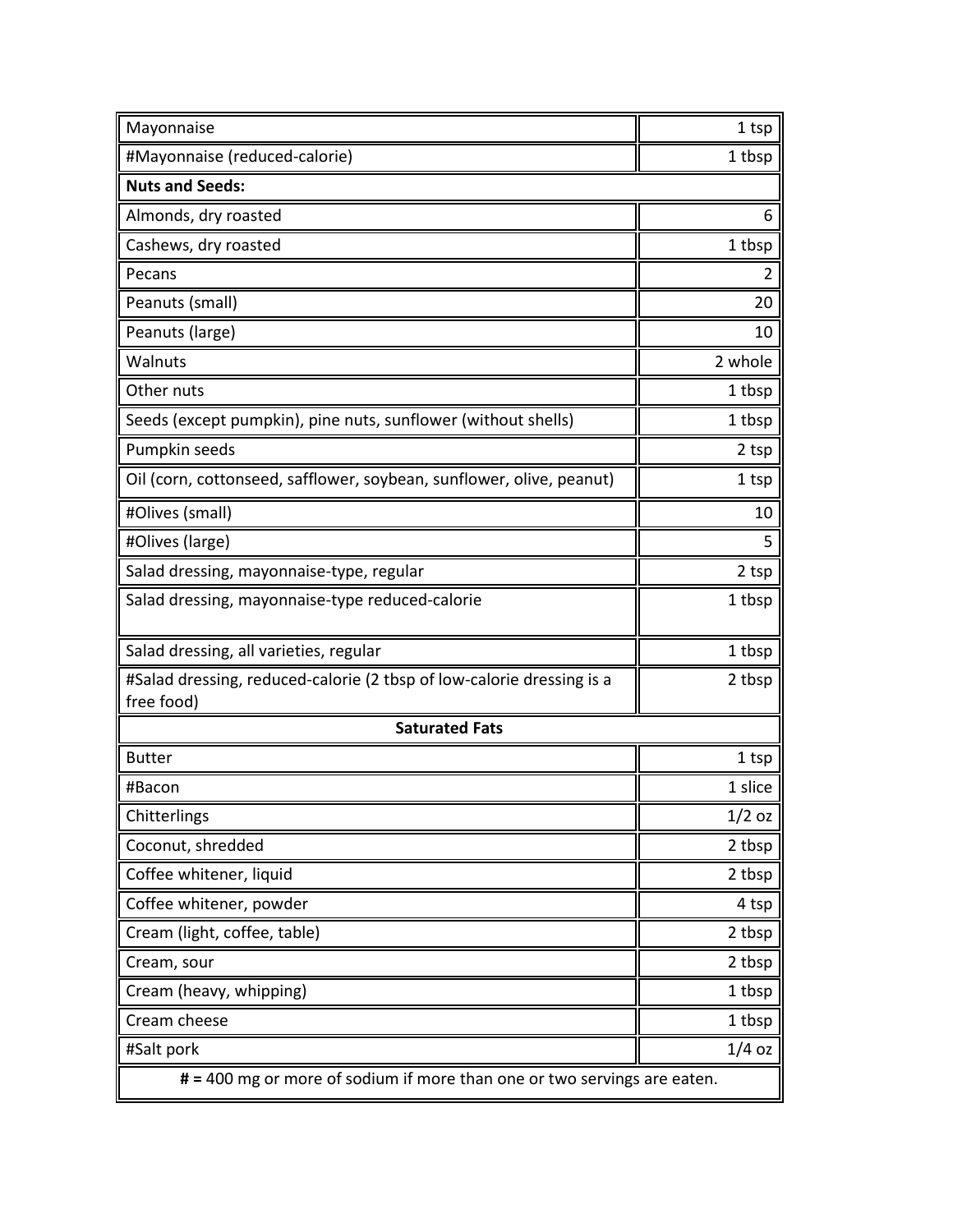| Mayonnaise | 1 tsp |
|---|---|
| #Mayonnaise (reduced-calorie) | 1 tbsp |
| **Nuts and Seeds:** | |
| Almonds, dry roasted | 6 |
| Cashews, dry roasted | 1 tbsp |
| Pecans | 2 |
| Peanuts (small) | 20 |
| Peanuts (large) | 10 |
| Walnuts | 2 whole |
| Other nuts | 1 tbsp |
| Seeds (except pumpkin), pine nuts, sunflower (without shells) | 1 tbsp |
| Pumpkin seeds | 2 tsp |
| Oil (corn, cottonseed, safflower, soybean, sunflower, olive, peanut) | 1 tsp |
| #Olives (small) | 10 |
| #Olives (large) | 5 |
| Salad dressing, mayonnaise-type, regular | 2 tsp |
| Salad dressing, mayonnaise-type reduced-calorie | 1 tbsp |
| Salad dressing, all varieties, regular | 1 tbsp |
| #Salad dressing, reduced-calorie (2 tbsp of low-calorie dressing is a free food) | 2 tbsp |
| **Saturated Fats** | |
| Butter | 1 tsp |
| #Bacon | 1 slice |
| Chitterlings | 1/2 oz |
| Coconut, shredded | 2 tbsp |
| Coffee whitener, liquid | 2 tbsp |
| Coffee whitener, powder | 4 tsp |
| Cream (light, coffee, table) | 2 tbsp |
| Cream, sour | 2 tbsp |
| Cream (heavy, whipping) | 1 tbsp |
| Cream cheese | 1 tbsp |
| #Salt pork | 1/4 oz |
| **#** = 400 mg or more of sodium if more than one or two servings are eaten. | |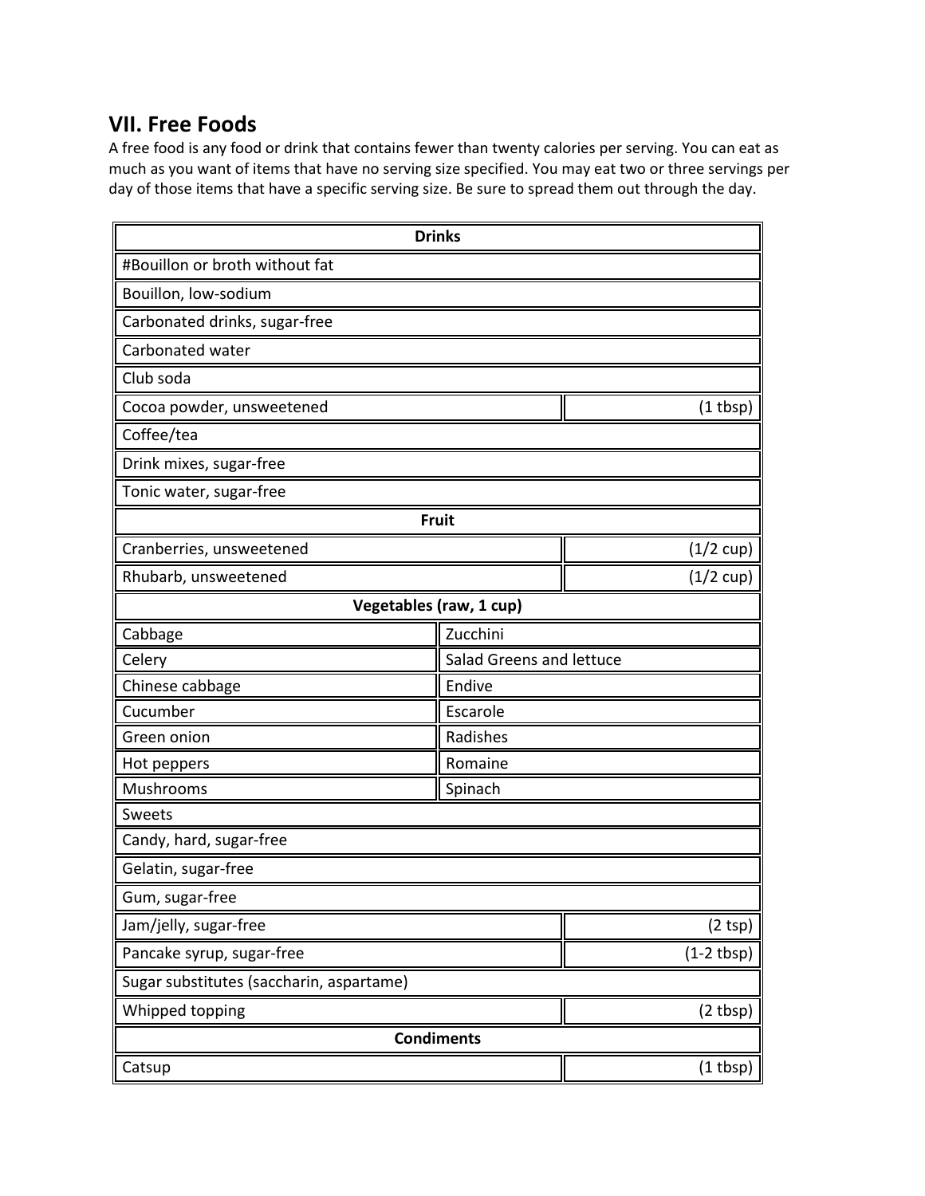## VII. Free Foods

A free food is any food or drink that contains fewer than twenty calories per serving. You can eat as much as you want of items that have no serving size specified. You may eat two or three servings per day of those items that have a specific serving size. Be sure to spread them out through the day.

| **Drinks** | |
|---|---|
| #Bouillon or broth without fat | |
| Bouillon, low-sodium | |
| Carbonated drinks, sugar-free | |
| Carbonated water | |
| Club soda | |
| Cocoa powder, unsweetened | (1 tbsp) |
| Coffee/tea | |
| Drink mixes, sugar-free | |
| Tonic water, sugar-free | |
| **Fruit** | |
| Cranberries, unsweetened | (1/2 cup) |
| Rhubarb, unsweetened | (1/2 cup) |
| **Vegetables (raw, 1 cup)** | |
| Cabbage | Zucchini |
| Celery | Salad Greens and lettuce |
| Chinese cabbage | Endive |
| Cucumber | Escarole |
| Green onion | Radishes |
| Hot peppers | Romaine |
| Mushrooms | Spinach |
| Sweets | |
| Candy, hard, sugar-free | |
| Gelatin, sugar-free | |
| Gum, sugar-free | |
| Jam/jelly, sugar-free | (2 tsp) |
| Pancake syrup, sugar-free | (1-2 tbsp) |
| Sugar substitutes (saccharin, aspartame) | |
| Whipped topping | (2 tbsp) |
| **Condiments** | |
| Catsup | (1 tbsp) |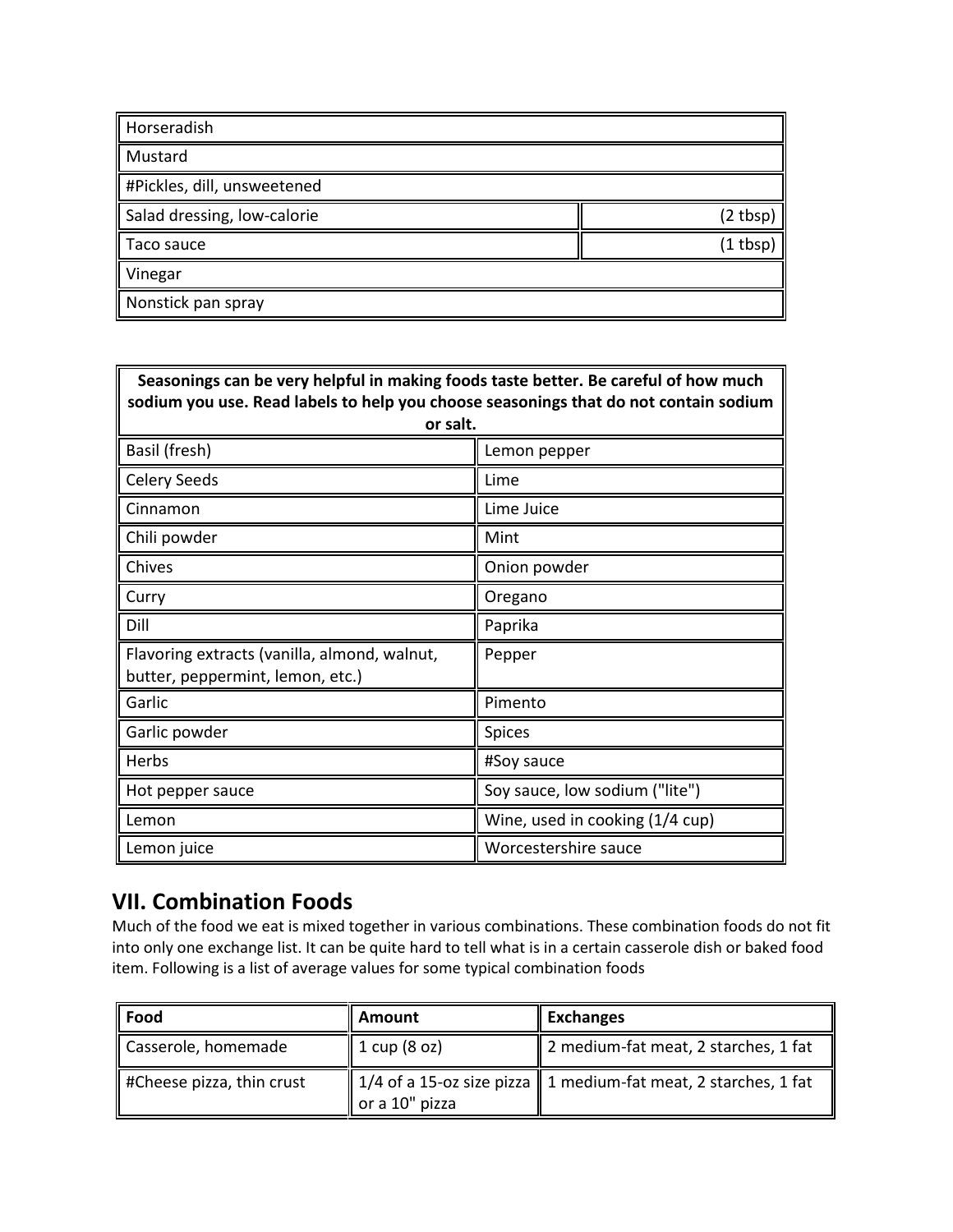| | |
|---|---|
| Horseradish | |
| Mustard | |
| #Pickles, dill, unsweetened | |
| Salad dressing, low-calorie | (2 tbsp) |
| Taco sauce | (1 tbsp) |
| Vinegar | |
| Nonstick pan spray | |

| **Seasonings can be very helpful in making foods taste better. Be careful of how much sodium you use. Read labels to help you choose seasonings that do not contain sodium or salt.** | |
|---|---|
| Basil (fresh) | Lemon pepper |
| Celery Seeds | Lime |
| Cinnamon | Lime Juice |
| Chili powder | Mint |
| Chives | Onion powder |
| Curry | Oregano |
| Dill | Paprika |
| Flavoring extracts (vanilla, almond, walnut, butter, peppermint, lemon, etc.) | Pepper |
| Garlic | Pimento |
| Garlic powder | Spices |
| Herbs | #Soy sauce |
| Hot pepper sauce | Soy sauce, low sodium ("lite") |
| Lemon | Wine, used in cooking (1/4 cup) |
| Lemon juice | Worcestershire sauce |

## VII. Combination Foods

Much of the food we eat is mixed together in various combinations. These combination foods do not fit into only one exchange list. It can be quite hard to tell what is in a certain casserole dish or baked food item. Following is a list of average values for some typical combination foods

| Food | Amount | Exchanges |
|---|---|---|
| Casserole, homemade | 1 cup (8 oz) | 2 medium-fat meat, 2 starches, 1 fat |
| #Cheese pizza, thin crust | 1/4 of a 15-oz size pizza or a 10" pizza | 1 medium-fat meat, 2 starches, 1 fat |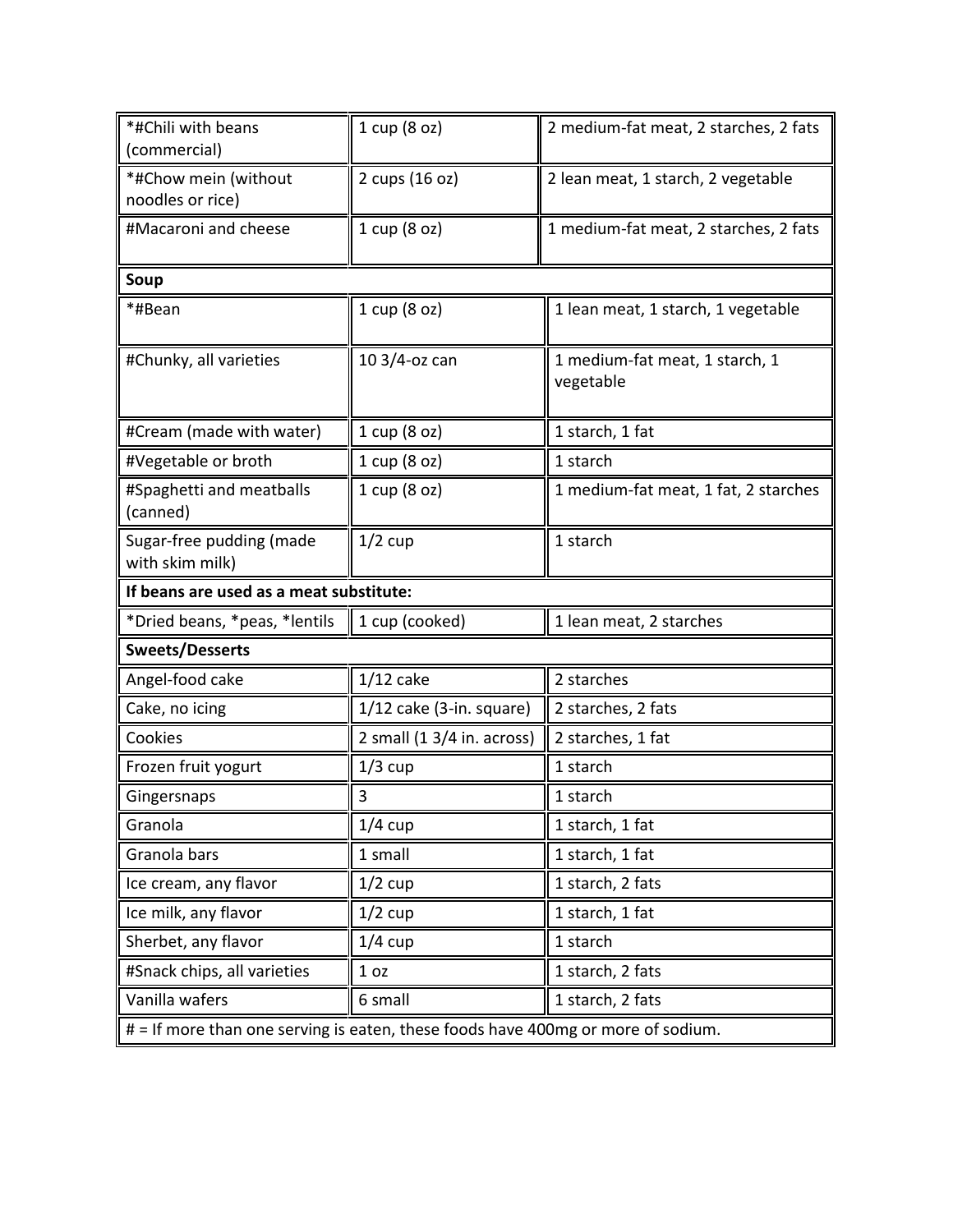| | | |
|---|---|---|
| *#Chili with beans (commercial) | 1 cup (8 oz) | 2 medium-fat meat, 2 starches, 2 fats |
| *#Chow mein (without noodles or rice) | 2 cups (16 oz) | 2 lean meat, 1 starch, 2 vegetable |
| #Macaroni and cheese | 1 cup (8 oz) | 1 medium-fat meat, 2 starches, 2 fats |
| **Soup** | | |
| *#Bean | 1 cup (8 oz) | 1 lean meat, 1 starch, 1 vegetable |
| #Chunky, all varieties | 10 3/4-oz can | 1 medium-fat meat, 1 starch, 1 vegetable |
| #Cream (made with water) | 1 cup (8 oz) | 1 starch, 1 fat |
| #Vegetable or broth | 1 cup (8 oz) | 1 starch |
| #Spaghetti and meatballs (canned) | 1 cup (8 oz) | 1 medium-fat meat, 1 fat, 2 starches |
| Sugar-free pudding (made with skim milk) | 1/2 cup | 1 starch |
| **If beans are used as a meat substitute:** | | |
| *Dried beans, *peas, *lentils | 1 cup (cooked) | 1 lean meat, 2 starches |
| **Sweets/Desserts** | | |
| Angel-food cake | 1/12 cake | 2 starches |
| Cake, no icing | 1/12 cake (3-in. square) | 2 starches, 2 fats |
| Cookies | 2 small (1 3/4 in. across) | 2 starches, 1 fat |
| Frozen fruit yogurt | 1/3 cup | 1 starch |
| Gingersnaps | 3 | 1 starch |
| Granola | 1/4 cup | 1 starch, 1 fat |
| Granola bars | 1 small | 1 starch, 1 fat |
| Ice cream, any flavor | 1/2 cup | 1 starch, 2 fats |
| Ice milk, any flavor | 1/2 cup | 1 starch, 1 fat |
| Sherbet, any flavor | 1/4 cup | 1 starch |
| #Snack chips, all varieties | 1 oz | 1 starch, 2 fats |
| Vanilla wafers | 6 small | 1 starch, 2 fats |
| # = If more than one serving is eaten, these foods have 400mg or more of sodium. | | |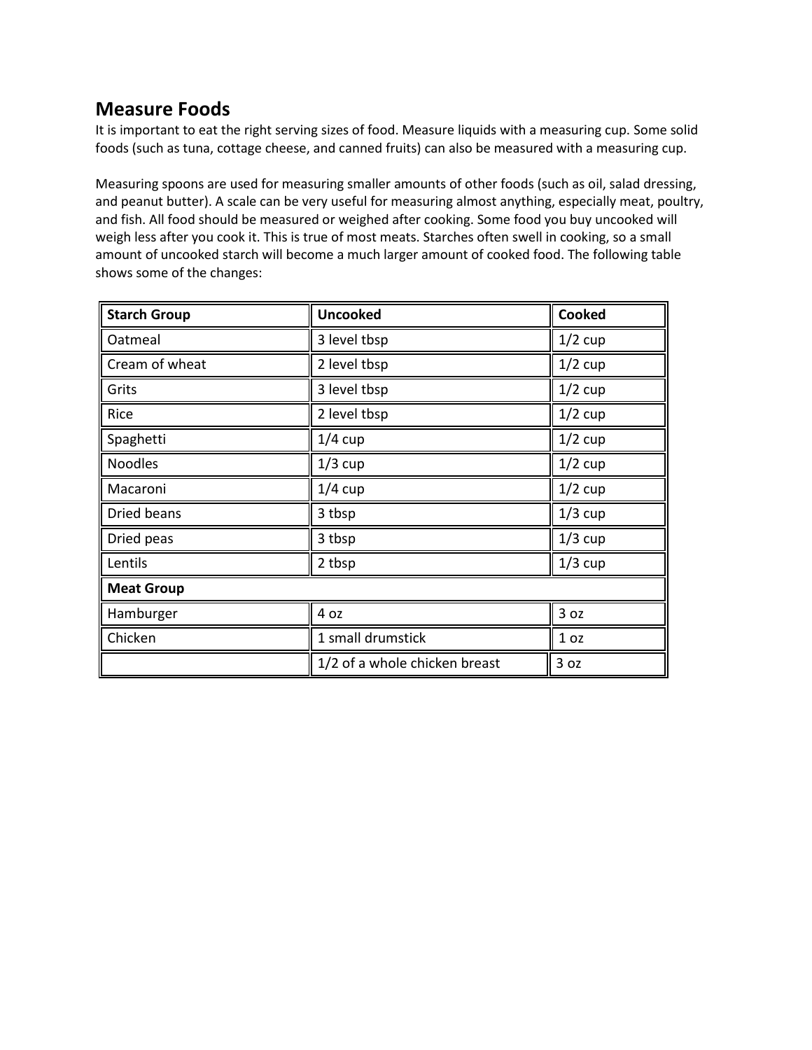## Measure Foods

It is important to eat the right serving sizes of food. Measure liquids with a measuring cup. Some solid foods (such as tuna, cottage cheese, and canned fruits) can also be measured with a measuring cup.

Measuring spoons are used for measuring smaller amounts of other foods (such as oil, salad dressing, and peanut butter). A scale can be very useful for measuring almost anything, especially meat, poultry, and fish. All food should be measured or weighed after cooking. Some food you buy uncooked will weigh less after you cook it. This is true of most meats. Starches often swell in cooking, so a small amount of uncooked starch will become a much larger amount of cooked food. The following table shows some of the changes:

| **Starch Group** | **Uncooked** | **Cooked** |
|---|---|---|
| Oatmeal | 3 level tbsp | 1/2 cup |
| Cream of wheat | 2 level tbsp | 1/2 cup |
| Grits | 3 level tbsp | 1/2 cup |
| Rice | 2 level tbsp | 1/2 cup |
| Spaghetti | 1/4 cup | 1/2 cup |
| Noodles | 1/3 cup | 1/2 cup |
| Macaroni | 1/4 cup | 1/2 cup |
| Dried beans | 3 tbsp | 1/3 cup |
| Dried peas | 3 tbsp | 1/3 cup |
| Lentils | 2 tbsp | 1/3 cup |
| **Meat Group** | | |
| Hamburger | 4 oz | 3 oz |
| Chicken | 1 small drumstick | 1 oz |
| | 1/2 of a whole chicken breast | 3 oz |